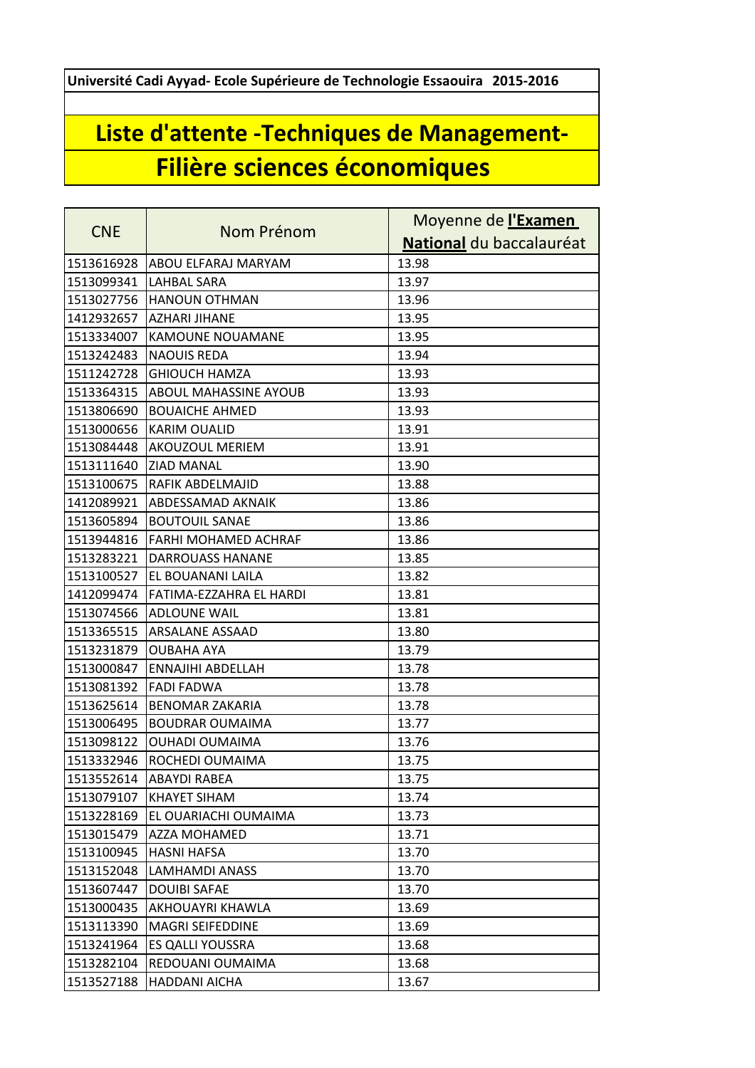**Université Cadi Ayyad- Ecole Supérieure de Technologie Essaouira 2015-2016**

# Liste d'attente -Techniques de Management-

# Filière sciences économiques

| CNE | Nom Prénom | Moyenne de **l'Examen National** du baccalauréat |
|---|---|---|
| 1513616928 | ABOU ELFARAJ MARYAM | 13.98 |
| 1513099341 | LAHBAL SARA | 13.97 |
| 1513027756 | HANOUN OTHMAN | 13.96 |
| 1412932657 | AZHARI JIHANE | 13.95 |
| 1513334007 | KAMOUNE NOUAMANE | 13.95 |
| 1513242483 | NAOUIS REDA | 13.94 |
| 1511242728 | GHIOUCH HAMZA | 13.93 |
| 1513364315 | ABOUL MAHASSINE AYOUB | 13.93 |
| 1513806690 | BOUAICHE AHMED | 13.93 |
| 1513000656 | KARIM OUALID | 13.91 |
| 1513084448 | AKOUZOUL MERIEM | 13.91 |
| 1513111640 | ZIAD MANAL | 13.90 |
| 1513100675 | RAFIK ABDELMAJID | 13.88 |
| 1412089921 | ABDESSAMAD AKNAIK | 13.86 |
| 1513605894 | BOUTOUIL SANAE | 13.86 |
| 1513944816 | FARHI MOHAMED ACHRAF | 13.86 |
| 1513283221 | DARROUASS HANANE | 13.85 |
| 1513100527 | EL BOUANANI LAILA | 13.82 |
| 1412099474 | FATIMA-EZZAHRA EL HARDI | 13.81 |
| 1513074566 | ADLOUNE WAIL | 13.81 |
| 1513365515 | ARSALANE ASSAAD | 13.80 |
| 1513231879 | OUBAHA AYA | 13.79 |
| 1513000847 | ENNAJIHI ABDELLAH | 13.78 |
| 1513081392 | FADI FADWA | 13.78 |
| 1513625614 | BENOMAR ZAKARIA | 13.78 |
| 1513006495 | BOUDRAR OUMAIMA | 13.77 |
| 1513098122 | OUHADI OUMAIMA | 13.76 |
| 1513332946 | ROCHEDI OUMAIMA | 13.75 |
| 1513552614 | ABAYDI RABEA | 13.75 |
| 1513079107 | KHAYET SIHAM | 13.74 |
| 1513228169 | EL OUARIACHI OUMAIMA | 13.73 |
| 1513015479 | AZZA MOHAMED | 13.71 |
| 1513100945 | HASNI HAFSA | 13.70 |
| 1513152048 | LAMHAMDI ANASS | 13.70 |
| 1513607447 | DOUIBI SAFAE | 13.70 |
| 1513000435 | AKHOUAYRI KHAWLA | 13.69 |
| 1513113390 | MAGRI SEIFEDDINE | 13.69 |
| 1513241964 | ES QALLI YOUSSRA | 13.68 |
| 1513282104 | REDOUANI OUMAIMA | 13.68 |
| 1513527188 | HADDANI AICHA | 13.67 |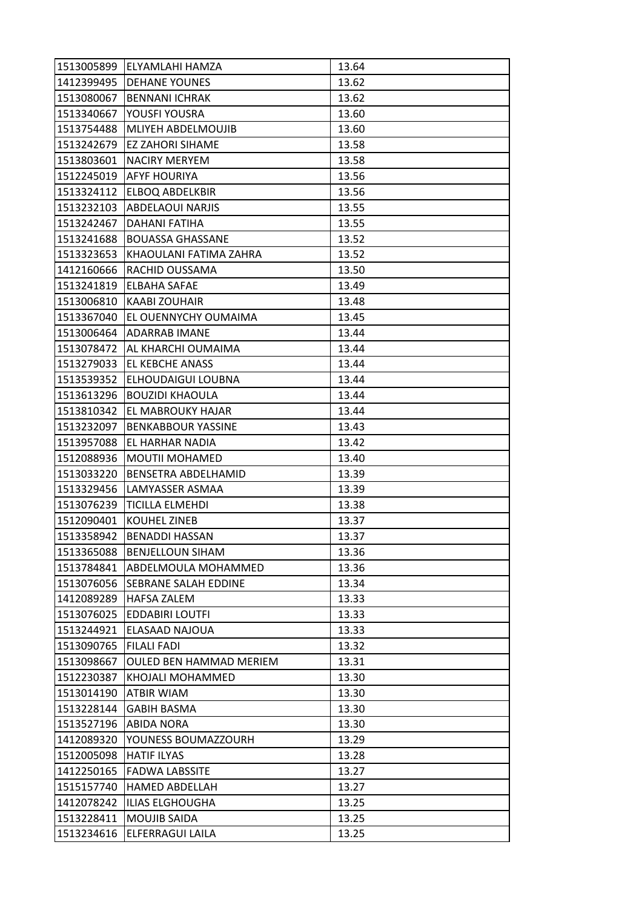| 1513005899 | ELYAMLAHI HAMZA | 13.64 |
|---|---|---|
| 1412399495 | DEHANE YOUNES | 13.62 |
| 1513080067 | BENNANI ICHRAK | 13.62 |
| 1513340667 | YOUSFI YOUSRA | 13.60 |
| 1513754488 | MLIYEH ABDELMOUJIB | 13.60 |
| 1513242679 | EZ ZAHORI SIHAME | 13.58 |
| 1513803601 | NACIRY MERYEM | 13.58 |
| 1512245019 | AFYF HOURIYA | 13.56 |
| 1513324112 | ELBOQ ABDELKBIR | 13.56 |
| 1513232103 | ABDELAOUI NARJIS | 13.55 |
| 1513242467 | DAHANI FATIHA | 13.55 |
| 1513241688 | BOUASSA GHASSANE | 13.52 |
| 1513323653 | KHAOULANI FATIMA ZAHRA | 13.52 |
| 1412160666 | RACHID OUSSAMA | 13.50 |
| 1513241819 | ELBAHA SAFAE | 13.49 |
| 1513006810 | KAABI ZOUHAIR | 13.48 |
| 1513367040 | EL OUENNYCHY OUMAIMA | 13.45 |
| 1513006464 | ADARRAB IMANE | 13.44 |
| 1513078472 | AL KHARCHI OUMAIMA | 13.44 |
| 1513279033 | EL KEBCHE ANASS | 13.44 |
| 1513539352 | ELHOUDAIGUI LOUBNA | 13.44 |
| 1513613296 | BOUZIDI KHAOULA | 13.44 |
| 1513810342 | EL MABROUKY HAJAR | 13.44 |
| 1513232097 | BENKABBOUR YASSINE | 13.43 |
| 1513957088 | EL HARHAR NADIA | 13.42 |
| 1512088936 | MOUTII MOHAMED | 13.40 |
| 1513033220 | BENSETRA ABDELHAMID | 13.39 |
| 1513329456 | LAMYASSER ASMAA | 13.39 |
| 1513076239 | TICILLA ELMEHDI | 13.38 |
| 1512090401 | KOUHEL ZINEB | 13.37 |
| 1513358942 | BENADDI HASSAN | 13.37 |
| 1513365088 | BENJELLOUN SIHAM | 13.36 |
| 1513784841 | ABDELMOULA MOHAMMED | 13.36 |
| 1513076056 | SEBRANE SALAH EDDINE | 13.34 |
| 1412089289 | HAFSA ZALEM | 13.33 |
| 1513076025 | EDDABIRI LOUTFI | 13.33 |
| 1513244921 | ELASAAD NAJOUA | 13.33 |
| 1513090765 | FILALI FADI | 13.32 |
| 1513098667 | OULED BEN HAMMAD MERIEM | 13.31 |
| 1512230387 | KHOJALI MOHAMMED | 13.30 |
| 1513014190 | ATBIR WIAM | 13.30 |
| 1513228144 | GABIH BASMA | 13.30 |
| 1513527196 | ABIDA NORA | 13.30 |
| 1412089320 | YOUNESS BOUMAZZOURH | 13.29 |
| 1512005098 | HATIF ILYAS | 13.28 |
| 1412250165 | FADWA LABSSITE | 13.27 |
| 1515157740 | HAMED ABDELLAH | 13.27 |
| 1412078242 | ILIAS ELGHOUGHA | 13.25 |
| 1513228411 | MOUJIB SAIDA | 13.25 |
| 1513234616 | ELFERRAGUI LAILA | 13.25 |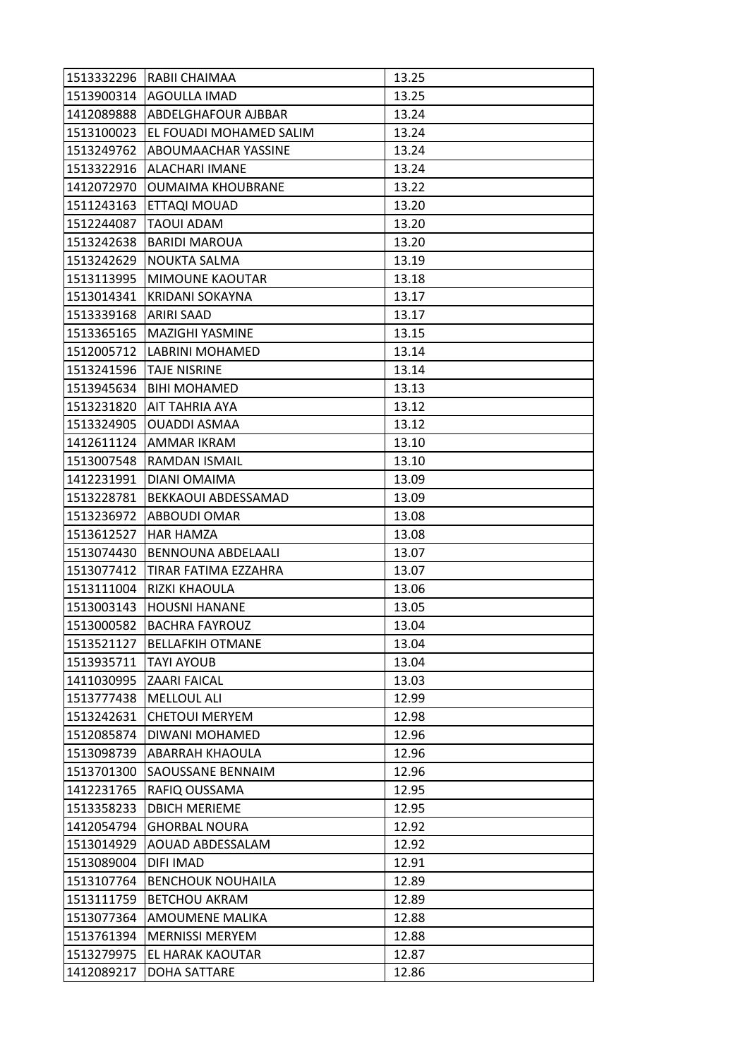| | | |
|---|---|---|
| 1513332296 | RABII CHAIMAA | 13.25 |
| 1513900314 | AGOULLA IMAD | 13.25 |
| 1412089888 | ABDELGHAFOUR AJBBAR | 13.24 |
| 1513100023 | EL FOUADI MOHAMED SALIM | 13.24 |
| 1513249762 | ABOUMAACHAR YASSINE | 13.24 |
| 1513322916 | ALACHARI IMANE | 13.24 |
| 1412072970 | OUMAIMA KHOUBRANE | 13.22 |
| 1511243163 | ETTAQI MOUAD | 13.20 |
| 1512244087 | TAOUI ADAM | 13.20 |
| 1513242638 | BARIDI MAROUA | 13.20 |
| 1513242629 | NOUKTA SALMA | 13.19 |
| 1513113995 | MIMOUNE KAOUTAR | 13.18 |
| 1513014341 | KRIDANI SOKAYNA | 13.17 |
| 1513339168 | ARIRI SAAD | 13.17 |
| 1513365165 | MAZIGHI YASMINE | 13.15 |
| 1512005712 | LABRINI MOHAMED | 13.14 |
| 1513241596 | TAJE NISRINE | 13.14 |
| 1513945634 | BIHI MOHAMED | 13.13 |
| 1513231820 | AIT TAHRIA AYA | 13.12 |
| 1513324905 | OUADDI ASMAA | 13.12 |
| 1412611124 | AMMAR IKRAM | 13.10 |
| 1513007548 | RAMDAN ISMAIL | 13.10 |
| 1412231991 | DIANI OMAIMA | 13.09 |
| 1513228781 | BEKKAOUI ABDESSAMAD | 13.09 |
| 1513236972 | ABBOUDI OMAR | 13.08 |
| 1513612527 | HAR HAMZA | 13.08 |
| 1513074430 | BENNOUNA ABDELAALI | 13.07 |
| 1513077412 | TIRAR FATIMA EZZAHRA | 13.07 |
| 1513111004 | RIZKI KHAOULA | 13.06 |
| 1513003143 | HOUSNI HANANE | 13.05 |
| 1513000582 | BACHRA FAYROUZ | 13.04 |
| 1513521127 | BELLAFKIH OTMANE | 13.04 |
| 1513935711 | TAYI AYOUB | 13.04 |
| 1411030995 | ZAARI FAICAL | 13.03 |
| 1513777438 | MELLOUL ALI | 12.99 |
| 1513242631 | CHETOUI MERYEM | 12.98 |
| 1512085874 | DIWANI MOHAMED | 12.96 |
| 1513098739 | ABARRAH KHAOULA | 12.96 |
| 1513701300 | SAOUSSANE BENNAIM | 12.96 |
| 1412231765 | RAFIQ OUSSAMA | 12.95 |
| 1513358233 | DBICH MERIEME | 12.95 |
| 1412054794 | GHORBAL NOURA | 12.92 |
| 1513014929 | AOUAD ABDESSALAM | 12.92 |
| 1513089004 | DIFI IMAD | 12.91 |
| 1513107764 | BENCHOUK NOUHAILA | 12.89 |
| 1513111759 | BETCHOU AKRAM | 12.89 |
| 1513077364 | AMOUMENE MALIKA | 12.88 |
| 1513761394 | MERNISSI MERYEM | 12.88 |
| 1513279975 | EL HARAK KAOUTAR | 12.87 |
| 1412089217 | DOHA SATTARE | 12.86 |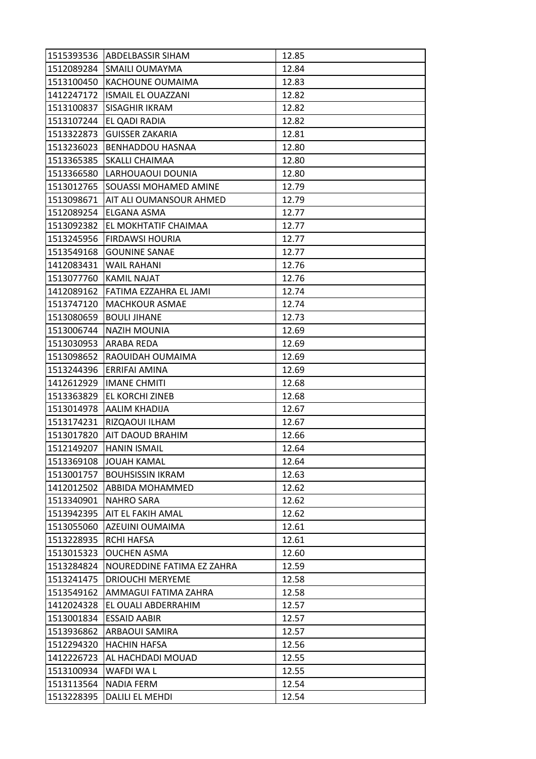| | | |
|---|---|---|
| 1515393536 | ABDELBASSIR SIHAM | 12.85 |
| 1512089284 | SMAILI OUMAYMA | 12.84 |
| 1513100450 | KACHOUNE OUMAIMA | 12.83 |
| 1412247172 | ISMAIL EL OUAZZANI | 12.82 |
| 1513100837 | SISAGHIR IKRAM | 12.82 |
| 1513107244 | EL QADI RADIA | 12.82 |
| 1513322873 | GUISSER ZAKARIA | 12.81 |
| 1513236023 | BENHADDOU HASNAA | 12.80 |
| 1513365385 | SKALLI CHAIMAA | 12.80 |
| 1513366580 | LARHOUAOUI DOUNIA | 12.80 |
| 1513012765 | SOUASSI MOHAMED AMINE | 12.79 |
| 1513098671 | AIT ALI OUMANSOUR AHMED | 12.79 |
| 1512089254 | ELGANA ASMA | 12.77 |
| 1513092382 | EL MOKHTATIF CHAIMAA | 12.77 |
| 1513245956 | FIRDAWSI HOURIA | 12.77 |
| 1513549168 | GOUNINE SANAE | 12.77 |
| 1412083431 | WAIL RAHANI | 12.76 |
| 1513077760 | KAMIL NAJAT | 12.76 |
| 1412089162 | FATIMA EZZAHRA EL JAMI | 12.74 |
| 1513747120 | MACHKOUR ASMAE | 12.74 |
| 1513080659 | BOULI JIHANE | 12.73 |
| 1513006744 | NAZIH MOUNIA | 12.69 |
| 1513030953 | ARABA REDA | 12.69 |
| 1513098652 | RAOUIDAH OUMAIMA | 12.69 |
| 1513244396 | ERRIFAI AMINA | 12.69 |
| 1412612929 | IMANE CHMITI | 12.68 |
| 1513363829 | EL KORCHI ZINEB | 12.68 |
| 1513014978 | AALIM KHADIJA | 12.67 |
| 1513174231 | RIZQAOUI ILHAM | 12.67 |
| 1513017820 | AIT DAOUD BRAHIM | 12.66 |
| 1512149207 | HANIN ISMAIL | 12.64 |
| 1513369108 | JOUAH KAMAL | 12.64 |
| 1513001757 | BOUHSISSIN IKRAM | 12.63 |
| 1412012502 | ABBIDA MOHAMMED | 12.62 |
| 1513340901 | NAHRO SARA | 12.62 |
| 1513942395 | AIT EL FAKIH AMAL | 12.62 |
| 1513055060 | AZEUINI OUMAIMA | 12.61 |
| 1513228935 | RCHI HAFSA | 12.61 |
| 1513015323 | OUCHEN ASMA | 12.60 |
| 1513284824 | NOUREDDINE FATIMA EZ ZAHRA | 12.59 |
| 1513241475 | DRIOUCHI MERYEME | 12.58 |
| 1513549162 | AMMAGUI FATIMA ZAHRA | 12.58 |
| 1412024328 | EL OUALI ABDERRAHIM | 12.57 |
| 1513001834 | ESSAID AABIR | 12.57 |
| 1513936862 | ARBAOUI SAMIRA | 12.57 |
| 1512294320 | HACHIN HAFSA | 12.56 |
| 1412226723 | AL HACHDADI MOUAD | 12.55 |
| 1513100934 | WAFDI WA L | 12.55 |
| 1513113564 | NADIA FERM | 12.54 |
| 1513228395 | DALILI EL MEHDI | 12.54 |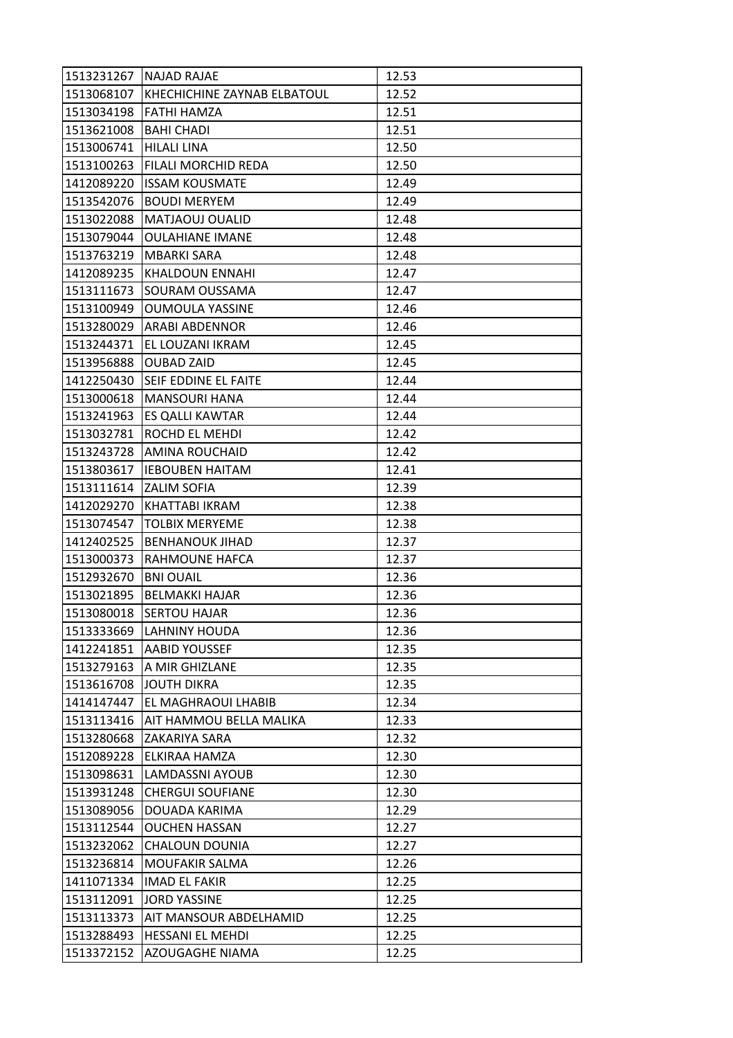| | | |
|---|---|---|
| 1513231267 | NAJAD RAJAE | 12.53 |
| 1513068107 | KHECHICHINE ZAYNAB ELBATOUL | 12.52 |
| 1513034198 | FATHI HAMZA | 12.51 |
| 1513621008 | BAHI CHADI | 12.51 |
| 1513006741 | HILALI LINA | 12.50 |
| 1513100263 | FILALI MORCHID REDA | 12.50 |
| 1412089220 | ISSAM KOUSMATE | 12.49 |
| 1513542076 | BOUDI MERYEM | 12.49 |
| 1513022088 | MATJAOUJ OUALID | 12.48 |
| 1513079044 | OULAHIANE IMANE | 12.48 |
| 1513763219 | MBARKI SARA | 12.48 |
| 1412089235 | KHALDOUN ENNAHI | 12.47 |
| 1513111673 | SOURAM OUSSAMA | 12.47 |
| 1513100949 | OUMOULA YASSINE | 12.46 |
| 1513280029 | ARABI ABDENNOR | 12.46 |
| 1513244371 | EL LOUZANI IKRAM | 12.45 |
| 1513956888 | OUBAD ZAID | 12.45 |
| 1412250430 | SEIF EDDINE EL FAITE | 12.44 |
| 1513000618 | MANSOURI HANA | 12.44 |
| 1513241963 | ES QALLI KAWTAR | 12.44 |
| 1513032781 | ROCHD EL MEHDI | 12.42 |
| 1513243728 | AMINA ROUCHAID | 12.42 |
| 1513803617 | IEBOUBEN HAITAM | 12.41 |
| 1513111614 | ZALIM SOFIA | 12.39 |
| 1412029270 | KHATTABI IKRAM | 12.38 |
| 1513074547 | TOLBIX MERYEME | 12.38 |
| 1412402525 | BENHANOUK JIHAD | 12.37 |
| 1513000373 | RAHMOUNE HAFCA | 12.37 |
| 1512932670 | BNI OUAIL | 12.36 |
| 1513021895 | BELMAKKI HAJAR | 12.36 |
| 1513080018 | SERTOU HAJAR | 12.36 |
| 1513333669 | LAHNINY HOUDA | 12.36 |
| 1412241851 | AABID YOUSSEF | 12.35 |
| 1513279163 | A MIR GHIZLANE | 12.35 |
| 1513616708 | JOUTH DIKRA | 12.35 |
| 1414147447 | EL MAGHRAOUI LHABIB | 12.34 |
| 1513113416 | AIT HAMMOU BELLA MALIKA | 12.33 |
| 1513280668 | ZAKARIYA SARA | 12.32 |
| 1512089228 | ELKIRAA HAMZA | 12.30 |
| 1513098631 | LAMDASSNI AYOUB | 12.30 |
| 1513931248 | CHERGUI SOUFIANE | 12.30 |
| 1513089056 | DOUADA KARIMA | 12.29 |
| 1513112544 | OUCHEN HASSAN | 12.27 |
| 1513232062 | CHALOUN DOUNIA | 12.27 |
| 1513236814 | MOUFAKIR SALMA | 12.26 |
| 1411071334 | IMAD EL FAKIR | 12.25 |
| 1513112091 | JORD YASSINE | 12.25 |
| 1513113373 | AIT MANSOUR ABDELHAMID | 12.25 |
| 1513288493 | HESSANI EL MEHDI | 12.25 |
| 1513372152 | AZOUGAGHE NIAMA | 12.25 |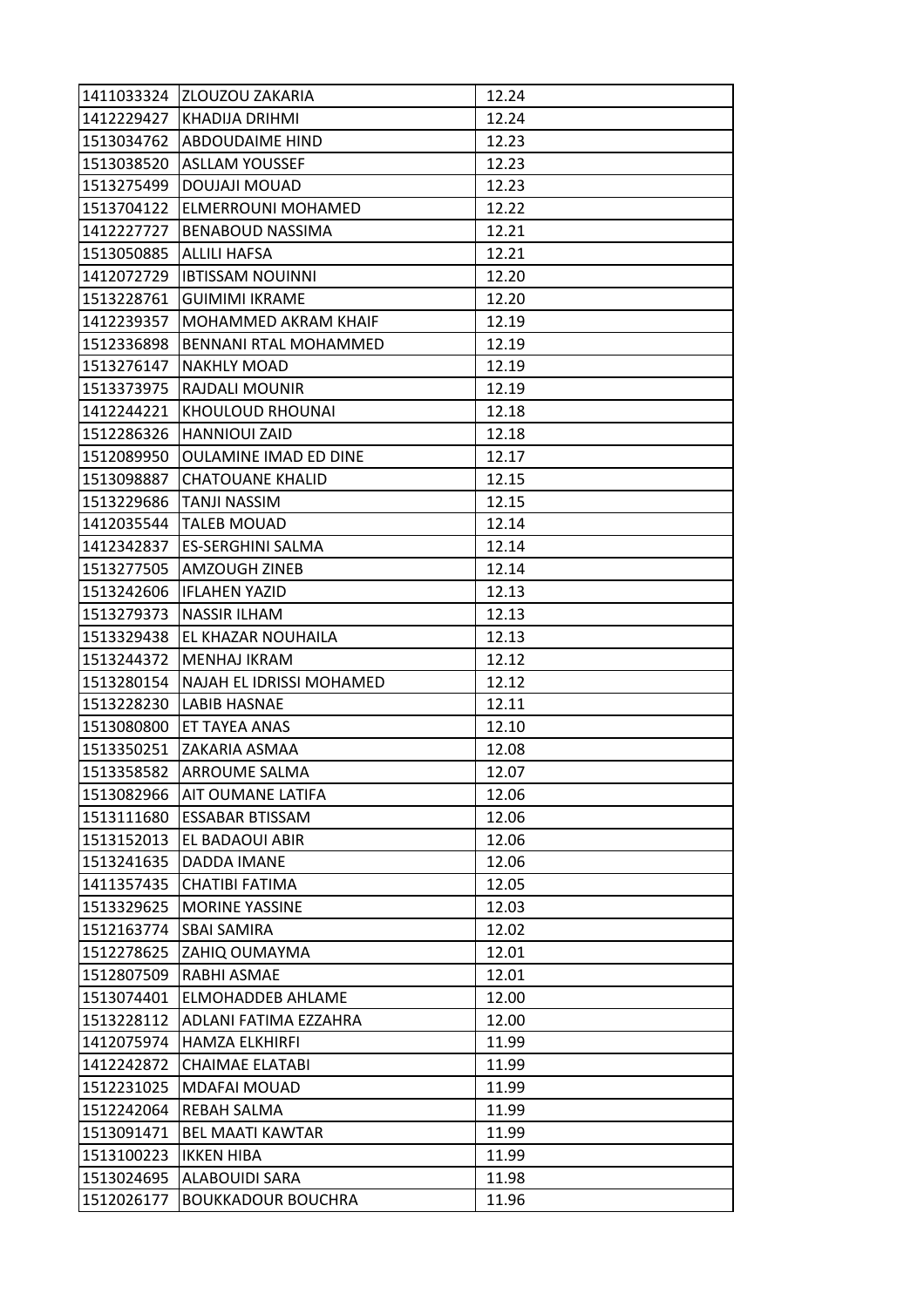| | | |
|---|---|---|
| 1411033324 | ZLOUZOU ZAKARIA | 12.24 |
| 1412229427 | KHADIJA DRIHMI | 12.24 |
| 1513034762 | ABDOUDAIME HIND | 12.23 |
| 1513038520 | ASLLAM YOUSSEF | 12.23 |
| 1513275499 | DOUJAJI MOUAD | 12.23 |
| 1513704122 | ELMERROUNI MOHAMED | 12.22 |
| 1412227727 | BENABOUD NASSIMA | 12.21 |
| 1513050885 | ALLILI HAFSA | 12.21 |
| 1412072729 | IBTISSAM NOUINNI | 12.20 |
| 1513228761 | GUIMIMI IKRAME | 12.20 |
| 1412239357 | MOHAMMED AKRAM KHAIF | 12.19 |
| 1512336898 | BENNANI RTAL MOHAMMED | 12.19 |
| 1513276147 | NAKHLY MOAD | 12.19 |
| 1513373975 | RAJDALI MOUNIR | 12.19 |
| 1412244221 | KHOULOUD RHOUNAI | 12.18 |
| 1512286326 | HANNIOUI ZAID | 12.18 |
| 1512089950 | OULAMINE IMAD ED DINE | 12.17 |
| 1513098887 | CHATOUANE KHALID | 12.15 |
| 1513229686 | TANJI NASSIM | 12.15 |
| 1412035544 | TALEB MOUAD | 12.14 |
| 1412342837 | ES-SERGHINI SALMA | 12.14 |
| 1513277505 | AMZOUGH ZINEB | 12.14 |
| 1513242606 | IFLAHEN YAZID | 12.13 |
| 1513279373 | NASSIR ILHAM | 12.13 |
| 1513329438 | EL KHAZAR NOUHAILA | 12.13 |
| 1513244372 | MENHAJ IKRAM | 12.12 |
| 1513280154 | NAJAH EL IDRISSI MOHAMED | 12.12 |
| 1513228230 | LABIB HASNAE | 12.11 |
| 1513080800 | ET TAYEA ANAS | 12.10 |
| 1513350251 | ZAKARIA ASMAA | 12.08 |
| 1513358582 | ARROUME SALMA | 12.07 |
| 1513082966 | AIT OUMANE LATIFA | 12.06 |
| 1513111680 | ESSABAR BTISSAM | 12.06 |
| 1513152013 | EL BADAOUI ABIR | 12.06 |
| 1513241635 | DADDA IMANE | 12.06 |
| 1411357435 | CHATIBI FATIMA | 12.05 |
| 1513329625 | MORINE YASSINE | 12.03 |
| 1512163774 | SBAI SAMIRA | 12.02 |
| 1512278625 | ZAHIQ OUMAYMA | 12.01 |
| 1512807509 | RABHI ASMAE | 12.01 |
| 1513074401 | ELMOHADDEB AHLAME | 12.00 |
| 1513228112 | ADLANI FATIMA EZZAHRA | 12.00 |
| 1412075974 | HAMZA ELKHIRFI | 11.99 |
| 1412242872 | CHAIMAE ELATABI | 11.99 |
| 1512231025 | MDAFAI MOUAD | 11.99 |
| 1512242064 | REBAH SALMA | 11.99 |
| 1513091471 | BEL MAATI KAWTAR | 11.99 |
| 1513100223 | IKKEN HIBA | 11.99 |
| 1513024695 | ALABOUIDI SARA | 11.98 |
| 1512026177 | BOUKKADOUR BOUCHRA | 11.96 |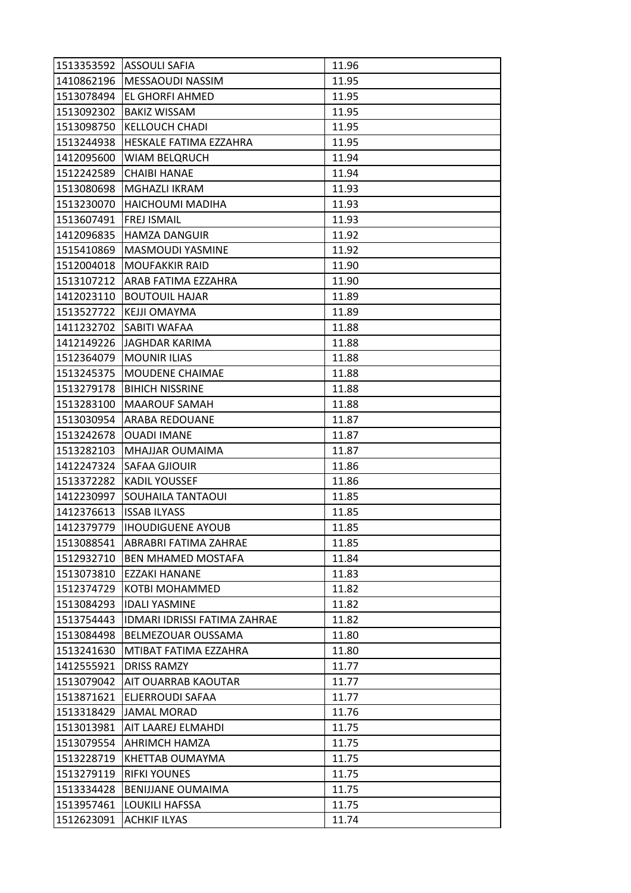| | | |
|---|---|---|
| 1513353592 | ASSOULI SAFIA | 11.96 |
| 1410862196 | MESSAOUDI NASSIM | 11.95 |
| 1513078494 | EL GHORFI AHMED | 11.95 |
| 1513092302 | BAKIZ WISSAM | 11.95 |
| 1513098750 | KELLOUCH CHADI | 11.95 |
| 1513244938 | HESKALE FATIMA EZZAHRA | 11.95 |
| 1412095600 | WIAM BELQRUCH | 11.94 |
| 1512242589 | CHAIBI HANAE | 11.94 |
| 1513080698 | MGHAZLI IKRAM | 11.93 |
| 1513230070 | HAICHOUMI MADIHA | 11.93 |
| 1513607491 | FREJ ISMAIL | 11.93 |
| 1412096835 | HAMZA DANGUIR | 11.92 |
| 1515410869 | MASMOUDI YASMINE | 11.92 |
| 1512004018 | MOUFAKKIR RAID | 11.90 |
| 1513107212 | ARAB FATIMA EZZAHRA | 11.90 |
| 1412023110 | BOUTOUIL HAJAR | 11.89 |
| 1513527722 | KEJJI OMAYMA | 11.89 |
| 1411232702 | SABITI WAFAA | 11.88 |
| 1412149226 | JAGHDAR KARIMA | 11.88 |
| 1512364079 | MOUNIR ILIAS | 11.88 |
| 1513245375 | MOUDENE CHAIMAE | 11.88 |
| 1513279178 | BIHICH NISSRINE | 11.88 |
| 1513283100 | MAAROUF SAMAH | 11.88 |
| 1513030954 | ARABA REDOUANE | 11.87 |
| 1513242678 | OUADI IMANE | 11.87 |
| 1513282103 | MHAJJAR OUMAIMA | 11.87 |
| 1412247324 | SAFAA GJIOUIR | 11.86 |
| 1513372282 | KADIL YOUSSEF | 11.86 |
| 1412230997 | SOUHAILA TANTAOUI | 11.85 |
| 1412376613 | ISSAB ILYASS | 11.85 |
| 1412379779 | IHOUDIGUENE AYOUB | 11.85 |
| 1513088541 | ABRABRI FATIMA ZAHRAE | 11.85 |
| 1512932710 | BEN MHAMED MOSTAFA | 11.84 |
| 1513073810 | EZZAKI HANANE | 11.83 |
| 1512374729 | KOTBI MOHAMMED | 11.82 |
| 1513084293 | IDALI YASMINE | 11.82 |
| 1513754443 | IDMARI IDRISSI FATIMA ZAHRAE | 11.82 |
| 1513084498 | BELMEZOUAR OUSSAMA | 11.80 |
| 1513241630 | MTIBAT FATIMA EZZAHRA | 11.80 |
| 1412555921 | DRISS RAMZY | 11.77 |
| 1513079042 | AIT OUARRAB KAOUTAR | 11.77 |
| 1513871621 | ELJERROUDI SAFAA | 11.77 |
| 1513318429 | JAMAL MORAD | 11.76 |
| 1513013981 | AIT LAAREJ ELMAHDI | 11.75 |
| 1513079554 | AHRIMCH HAMZA | 11.75 |
| 1513228719 | KHETTAB OUMAYMA | 11.75 |
| 1513279119 | RIFKI YOUNES | 11.75 |
| 1513334428 | BENIJJANE OUMAIMA | 11.75 |
| 1513957461 | LOUKILI HAFSSA | 11.75 |
| 1512623091 | ACHKIF ILYAS | 11.74 |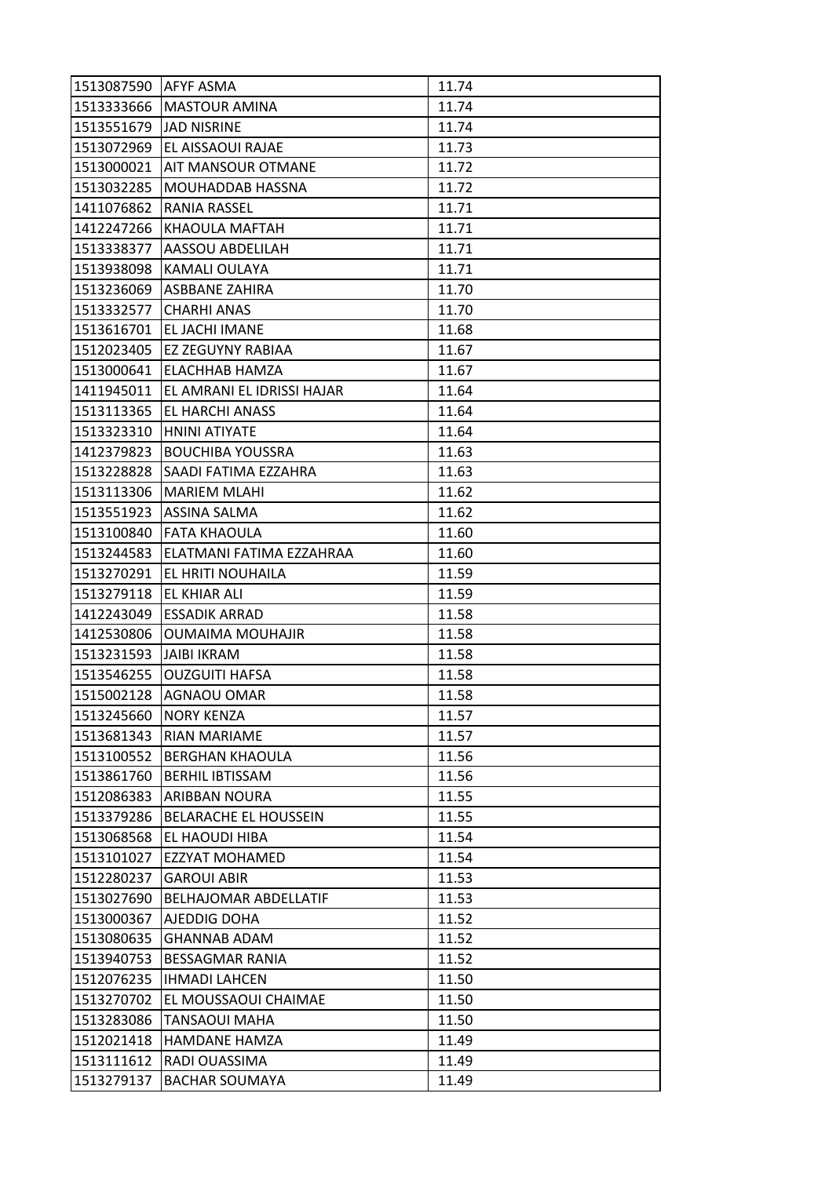| | | |
|---|---|---|
| 1513087590 | AFYF ASMA | 11.74 |
| 1513333666 | MASTOUR AMINA | 11.74 |
| 1513551679 | JAD NISRINE | 11.74 |
| 1513072969 | EL AISSAOUI RAJAE | 11.73 |
| 1513000021 | AIT MANSOUR OTMANE | 11.72 |
| 1513032285 | MOUHADDAB HASSNA | 11.72 |
| 1411076862 | RANIA RASSEL | 11.71 |
| 1412247266 | KHAOULA MAFTAH | 11.71 |
| 1513338377 | AASSOU ABDELILAH | 11.71 |
| 1513938098 | KAMALI OULAYA | 11.71 |
| 1513236069 | ASBBANE ZAHIRA | 11.70 |
| 1513332577 | CHARHI ANAS | 11.70 |
| 1513616701 | EL JACHI IMANE | 11.68 |
| 1512023405 | EZ ZEGUYNY RABIAA | 11.67 |
| 1513000641 | ELACHHAB HAMZA | 11.67 |
| 1411945011 | EL AMRANI EL IDRISSI HAJAR | 11.64 |
| 1513113365 | EL HARCHI ANASS | 11.64 |
| 1513323310 | HNINI ATIYATE | 11.64 |
| 1412379823 | BOUCHIBA YOUSSRA | 11.63 |
| 1513228828 | SAADI FATIMA EZZAHRA | 11.63 |
| 1513113306 | MARIEM MLAHI | 11.62 |
| 1513551923 | ASSINA SALMA | 11.62 |
| 1513100840 | FATA KHAOULA | 11.60 |
| 1513244583 | ELATMANI FATIMA EZZAHRAA | 11.60 |
| 1513270291 | EL HRITI NOUHAILA | 11.59 |
| 1513279118 | EL KHIAR ALI | 11.59 |
| 1412243049 | ESSADIK ARRAD | 11.58 |
| 1412530806 | OUMAIMA MOUHAJIR | 11.58 |
| 1513231593 | JAIBI IKRAM | 11.58 |
| 1513546255 | OUZGUITI HAFSA | 11.58 |
| 1515002128 | AGNAOU OMAR | 11.58 |
| 1513245660 | NORY KENZA | 11.57 |
| 1513681343 | RIAN MARIAME | 11.57 |
| 1513100552 | BERGHAN KHAOULA | 11.56 |
| 1513861760 | BERHIL IBTISSAM | 11.56 |
| 1512086383 | ARIBBAN NOURA | 11.55 |
| 1513379286 | BELARACHE EL HOUSSEIN | 11.55 |
| 1513068568 | EL HAOUDI HIBA | 11.54 |
| 1513101027 | EZZYAT MOHAMED | 11.54 |
| 1512280237 | GAROUI ABIR | 11.53 |
| 1513027690 | BELHAJOMAR ABDELLATIF | 11.53 |
| 1513000367 | AJEDDIG DOHA | 11.52 |
| 1513080635 | GHANNAB ADAM | 11.52 |
| 1513940753 | BESSAGMAR RANIA | 11.52 |
| 1512076235 | IHMADI LAHCEN | 11.50 |
| 1513270702 | EL MOUSSAOUI CHAIMAE | 11.50 |
| 1513283086 | TANSAOUI MAHA | 11.50 |
| 1512021418 | HAMDANE HAMZA | 11.49 |
| 1513111612 | RADI OUASSIMA | 11.49 |
| 1513279137 | BACHAR SOUMAYA | 11.49 |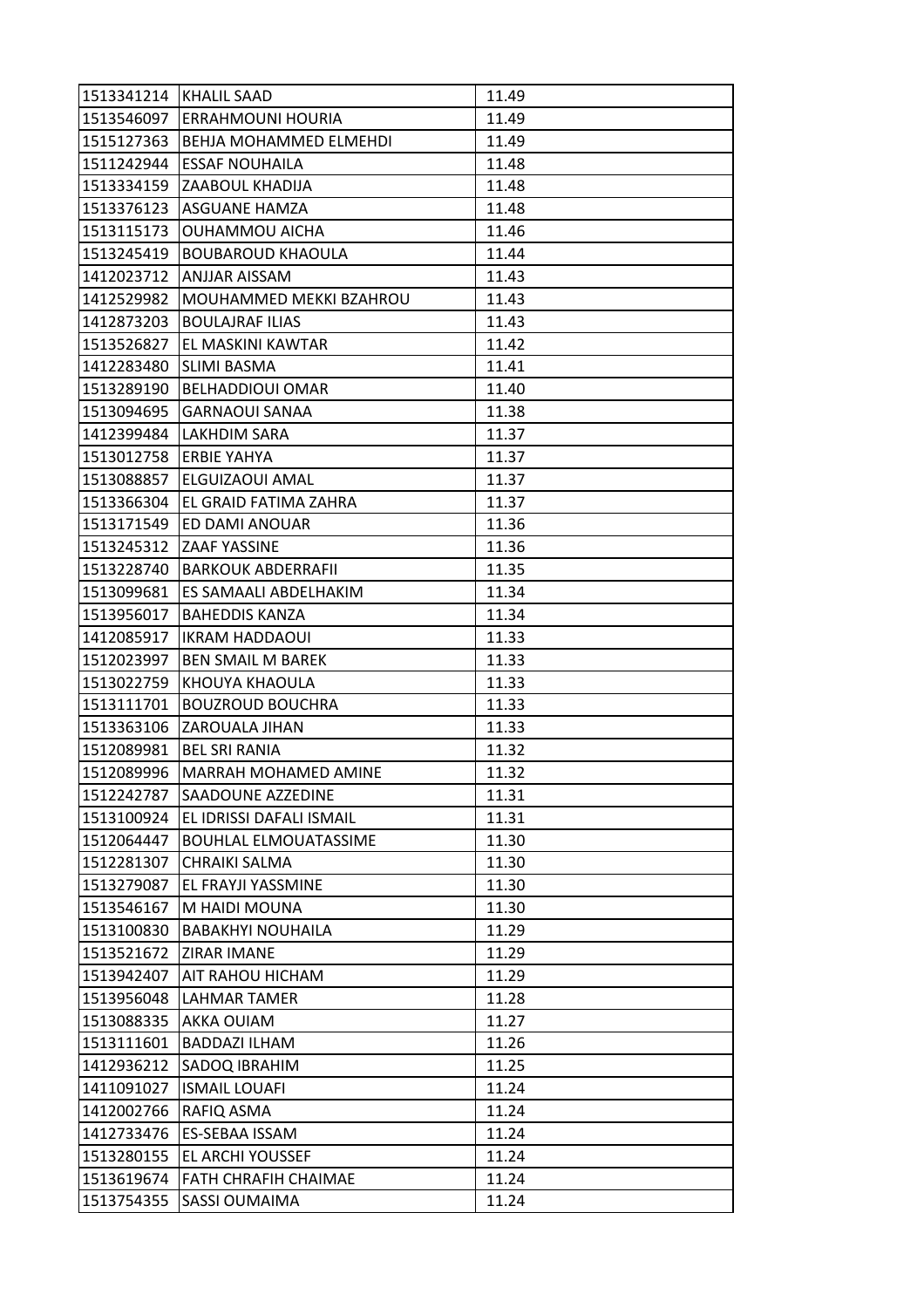| | | |
|---|---|---|
| 1513341214 | KHALIL SAAD | 11.49 |
| 1513546097 | ERRAHMOUNI HOURIA | 11.49 |
| 1515127363 | BEHJA MOHAMMED ELMEHDI | 11.49 |
| 1511242944 | ESSAF NOUHAILA | 11.48 |
| 1513334159 | ZAABOUL KHADIJA | 11.48 |
| 1513376123 | ASGUANE HAMZA | 11.48 |
| 1513115173 | OUHAMMOU AICHA | 11.46 |
| 1513245419 | BOUBAROUD KHAOULA | 11.44 |
| 1412023712 | ANJJAR AISSAM | 11.43 |
| 1412529982 | MOUHAMMED MEKKI BZAHROU | 11.43 |
| 1412873203 | BOULAJRAF ILIAS | 11.43 |
| 1513526827 | EL MASKINI KAWTAR | 11.42 |
| 1412283480 | SLIMI BASMA | 11.41 |
| 1513289190 | BELHADDIOUI OMAR | 11.40 |
| 1513094695 | GARNAOUI SANAA | 11.38 |
| 1412399484 | LAKHDIM SARA | 11.37 |
| 1513012758 | ERBIE YAHYA | 11.37 |
| 1513088857 | ELGUIZAOUI AMAL | 11.37 |
| 1513366304 | EL GRAID FATIMA ZAHRA | 11.37 |
| 1513171549 | ED DAMI ANOUAR | 11.36 |
| 1513245312 | ZAAF YASSINE | 11.36 |
| 1513228740 | BARKOUK ABDERRAFII | 11.35 |
| 1513099681 | ES SAMAALI ABDELHAKIM | 11.34 |
| 1513956017 | BAHEDDIS KANZA | 11.34 |
| 1412085917 | IKRAM HADDAOUI | 11.33 |
| 1512023997 | BEN SMAIL M BAREK | 11.33 |
| 1513022759 | KHOUYA KHAOULA | 11.33 |
| 1513111701 | BOUZROUD BOUCHRA | 11.33 |
| 1513363106 | ZAROUALA JIHAN | 11.33 |
| 1512089981 | BEL SRI RANIA | 11.32 |
| 1512089996 | MARRAH MOHAMED AMINE | 11.32 |
| 1512242787 | SAADOUNE AZZEDINE | 11.31 |
| 1513100924 | EL IDRISSI DAFALI ISMAIL | 11.31 |
| 1512064447 | BOUHLAL ELMOUATASSIME | 11.30 |
| 1512281307 | CHRAIKI SALMA | 11.30 |
| 1513279087 | EL FRAYJI YASSMINE | 11.30 |
| 1513546167 | M HAIDI MOUNA | 11.30 |
| 1513100830 | BABAKHYI NOUHAILA | 11.29 |
| 1513521672 | ZIRAR IMANE | 11.29 |
| 1513942407 | AIT RAHOU HICHAM | 11.29 |
| 1513956048 | LAHMAR TAMER | 11.28 |
| 1513088335 | AKKA OUIAM | 11.27 |
| 1513111601 | BADDAZI ILHAM | 11.26 |
| 1412936212 | SADOQ IBRAHIM | 11.25 |
| 1411091027 | ISMAIL LOUAFI | 11.24 |
| 1412002766 | RAFIQ ASMA | 11.24 |
| 1412733476 | ES-SEBAA ISSAM | 11.24 |
| 1513280155 | EL ARCHI YOUSSEF | 11.24 |
| 1513619674 | FATH CHRAFIH CHAIMAE | 11.24 |
| 1513754355 | SASSI OUMAIMA | 11.24 |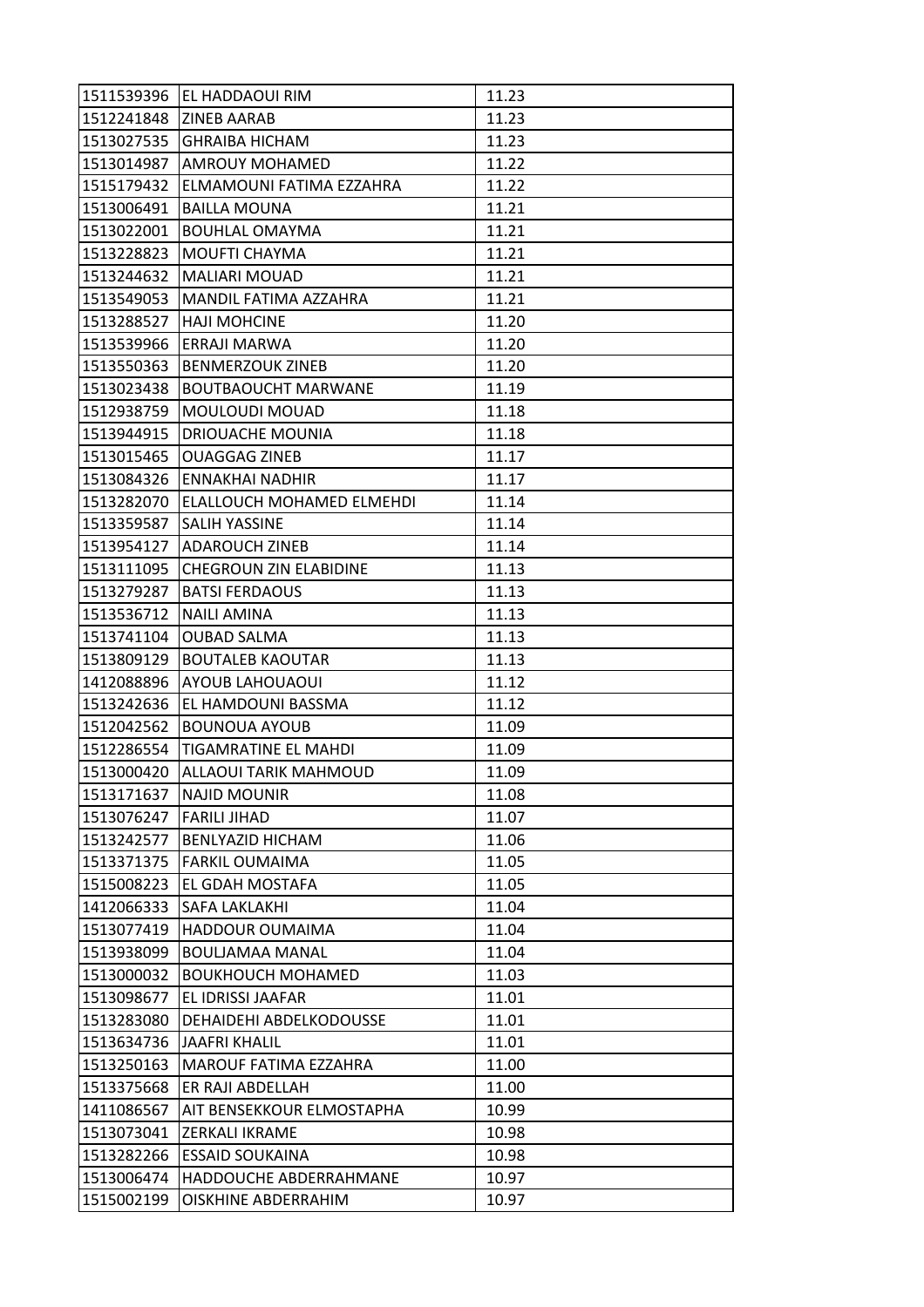| 1511539396 | EL HADDAOUI RIM | 11.23 |
|---|---|---|
| 1512241848 | ZINEB AARAB | 11.23 |
| 1513027535 | GHRAIBA HICHAM | 11.23 |
| 1513014987 | AMROUY MOHAMED | 11.22 |
| 1515179432 | ELMAMOUNI FATIMA EZZAHRA | 11.22 |
| 1513006491 | BAILLA MOUNA | 11.21 |
| 1513022001 | BOUHLAL OMAYMA | 11.21 |
| 1513228823 | MOUFTI CHAYMA | 11.21 |
| 1513244632 | MALIARI MOUAD | 11.21 |
| 1513549053 | MANDIL FATIMA AZZAHRA | 11.21 |
| 1513288527 | HAJI MOHCINE | 11.20 |
| 1513539966 | ERRAJI MARWA | 11.20 |
| 1513550363 | BENMERZOUK ZINEB | 11.20 |
| 1513023438 | BOUTBAOUCHT MARWANE | 11.19 |
| 1512938759 | MOULOUDI MOUAD | 11.18 |
| 1513944915 | DRIOUACHE MOUNIA | 11.18 |
| 1513015465 | OUAGGAG ZINEB | 11.17 |
| 1513084326 | ENNAKHAI NADHIR | 11.17 |
| 1513282070 | ELALLOUCH MOHAMED ELMEHDI | 11.14 |
| 1513359587 | SALIH YASSINE | 11.14 |
| 1513954127 | ADAROUCH ZINEB | 11.14 |
| 1513111095 | CHEGROUN ZIN ELABIDINE | 11.13 |
| 1513279287 | BATSI FERDAOUS | 11.13 |
| 1513536712 | NAILI AMINA | 11.13 |
| 1513741104 | OUBAD SALMA | 11.13 |
| 1513809129 | BOUTALEB KAOUTAR | 11.13 |
| 1412088896 | AYOUB LAHOUAOUI | 11.12 |
| 1513242636 | EL HAMDOUNI BASSMA | 11.12 |
| 1512042562 | BOUNOUA AYOUB | 11.09 |
| 1512286554 | TIGAMRATINE EL MAHDI | 11.09 |
| 1513000420 | ALLAOUI TARIK MAHMOUD | 11.09 |
| 1513171637 | NAJID MOUNIR | 11.08 |
| 1513076247 | FARILI JIHAD | 11.07 |
| 1513242577 | BENLYAZID HICHAM | 11.06 |
| 1513371375 | FARKIL OUMAIMA | 11.05 |
| 1515008223 | EL GDAH MOSTAFA | 11.05 |
| 1412066333 | SAFA LAKLAKHI | 11.04 |
| 1513077419 | HADDOUR OUMAIMA | 11.04 |
| 1513938099 | BOULJAMAA MANAL | 11.04 |
| 1513000032 | BOUKHOUCH MOHAMED | 11.03 |
| 1513098677 | EL IDRISSI JAAFAR | 11.01 |
| 1513283080 | DEHAIDEHI ABDELKODOUSSE | 11.01 |
| 1513634736 | JAAFRI KHALIL | 11.01 |
| 1513250163 | MAROUF FATIMA EZZAHRA | 11.00 |
| 1513375668 | ER RAJI ABDELLAH | 11.00 |
| 1411086567 | AIT BENSEKKOUR ELMOSTAPHA | 10.99 |
| 1513073041 | ZERKALI IKRAME | 10.98 |
| 1513282266 | ESSAID SOUKAINA | 10.98 |
| 1513006474 | HADDOUCHE ABDERRAHMANE | 10.97 |
| 1515002199 | OISKHINE ABDERRAHIM | 10.97 |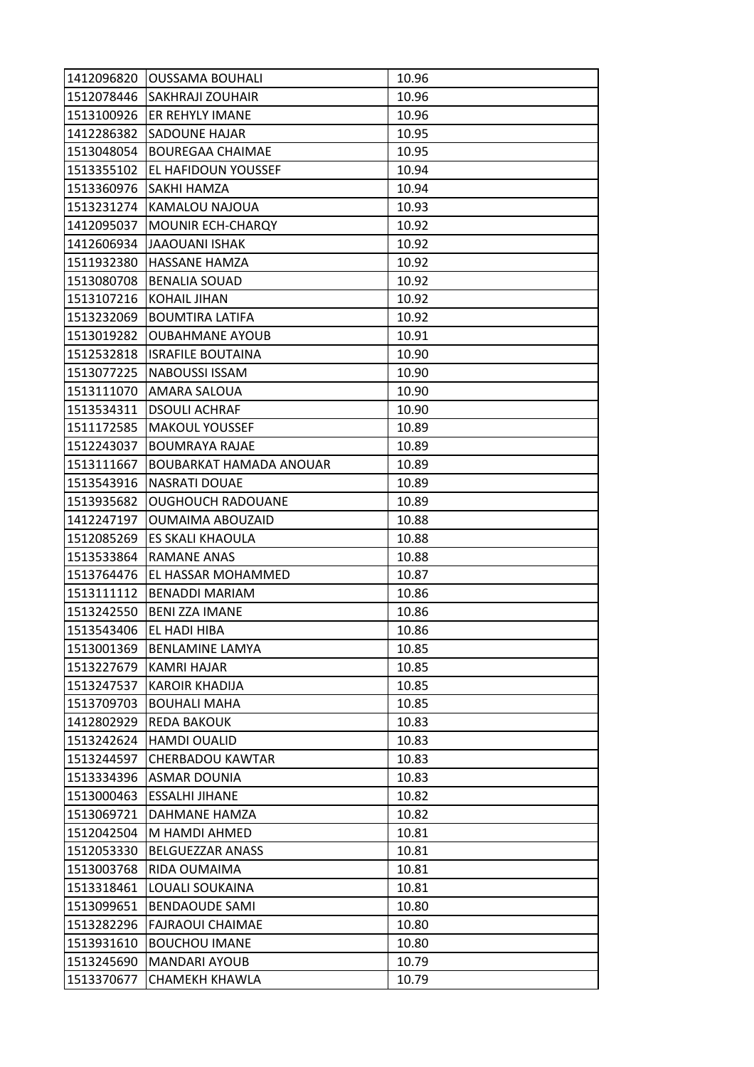| | | |
|---|---|---|
| 1412096820 | OUSSAMA BOUHALI | 10.96 |
| 1512078446 | SAKHRAJI ZOUHAIR | 10.96 |
| 1513100926 | ER REHYLY IMANE | 10.96 |
| 1412286382 | SADOUNE HAJAR | 10.95 |
| 1513048054 | BOUREGAA CHAIMAE | 10.95 |
| 1513355102 | EL HAFIDOUN YOUSSEF | 10.94 |
| 1513360976 | SAKHI HAMZA | 10.94 |
| 1513231274 | KAMALOU NAJOUA | 10.93 |
| 1412095037 | MOUNIR ECH-CHARQY | 10.92 |
| 1412606934 | JAAOUANI ISHAK | 10.92 |
| 1511932380 | HASSANE HAMZA | 10.92 |
| 1513080708 | BENALIA SOUAD | 10.92 |
| 1513107216 | KOHAIL JIHAN | 10.92 |
| 1513232069 | BOUMTIRA LATIFA | 10.92 |
| 1513019282 | OUBAHMANE AYOUB | 10.91 |
| 1512532818 | ISRAFILE BOUTAINA | 10.90 |
| 1513077225 | NABOUSSI ISSAM | 10.90 |
| 1513111070 | AMARA SALOUA | 10.90 |
| 1513534311 | DSOULI ACHRAF | 10.90 |
| 1511172585 | MAKOUL YOUSSEF | 10.89 |
| 1512243037 | BOUMRAYA RAJAE | 10.89 |
| 1513111667 | BOUBARKAT HAMADA ANOUAR | 10.89 |
| 1513543916 | NASRATI DOUAE | 10.89 |
| 1513935682 | OUGHOUCH RADOUANE | 10.89 |
| 1412247197 | OUMAIMA ABOUZAID | 10.88 |
| 1512085269 | ES SKALI KHAOULA | 10.88 |
| 1513533864 | RAMANE ANAS | 10.88 |
| 1513764476 | EL HASSAR MOHAMMED | 10.87 |
| 1513111112 | BENADDI MARIAM | 10.86 |
| 1513242550 | BENI ZZA IMANE | 10.86 |
| 1513543406 | EL HADI HIBA | 10.86 |
| 1513001369 | BENLAMINE LAMYA | 10.85 |
| 1513227679 | KAMRI HAJAR | 10.85 |
| 1513247537 | KAROIR KHADIJA | 10.85 |
| 1513709703 | BOUHALI MAHA | 10.85 |
| 1412802929 | REDA BAKOUK | 10.83 |
| 1513242624 | HAMDI OUALID | 10.83 |
| 1513244597 | CHERBADOU KAWTAR | 10.83 |
| 1513334396 | ASMAR DOUNIA | 10.83 |
| 1513000463 | ESSALHI JIHANE | 10.82 |
| 1513069721 | DAHMANE HAMZA | 10.82 |
| 1512042504 | M HAMDI AHMED | 10.81 |
| 1512053330 | BELGUEZZAR ANASS | 10.81 |
| 1513003768 | RIDA OUMAIMA | 10.81 |
| 1513318461 | LOUALI SOUKAINA | 10.81 |
| 1513099651 | BENDAOUDE SAMI | 10.80 |
| 1513282296 | FAJRAOUI CHAIMAE | 10.80 |
| 1513931610 | BOUCHOU IMANE | 10.80 |
| 1513245690 | MANDARI AYOUB | 10.79 |
| 1513370677 | CHAMEKH KHAWLA | 10.79 |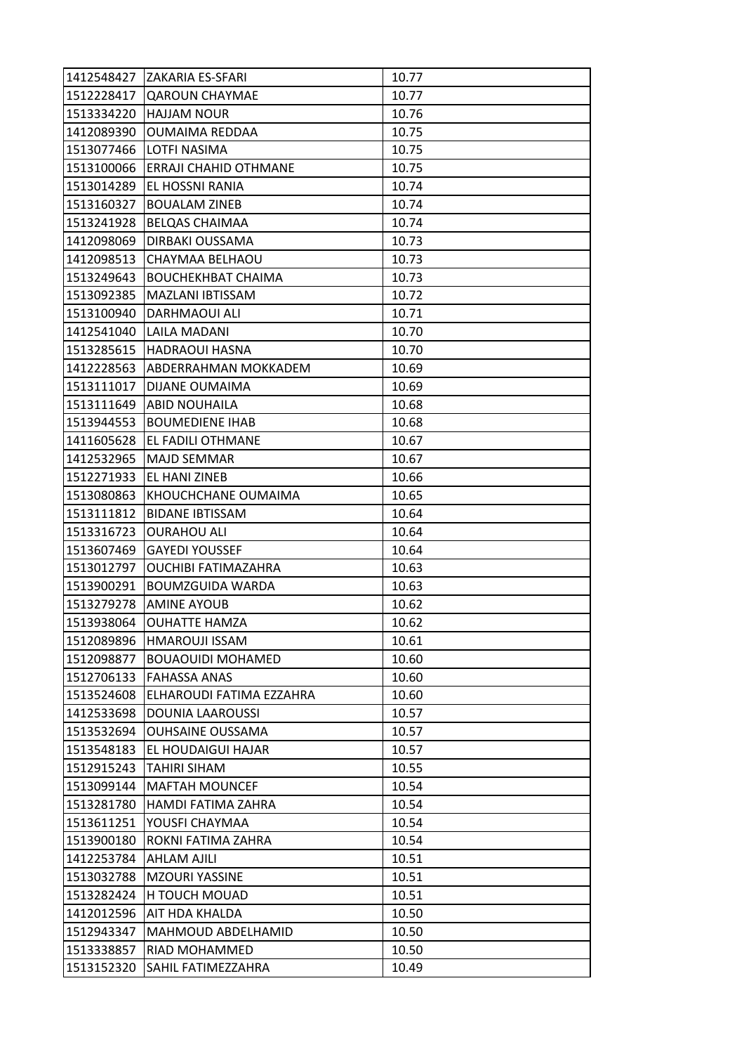| | | |
|---|---|---|
| 1412548427 | ZAKARIA ES-SFARI | 10.77 |
| 1512228417 | QAROUN CHAYMAE | 10.77 |
| 1513334220 | HAJJAM NOUR | 10.76 |
| 1412089390 | OUMAIMA REDDAA | 10.75 |
| 1513077466 | LOTFI NASIMA | 10.75 |
| 1513100066 | ERRAJI CHAHID OTHMANE | 10.75 |
| 1513014289 | EL HOSSNI RANIA | 10.74 |
| 1513160327 | BOUALAM ZINEB | 10.74 |
| 1513241928 | BELQAS CHAIMAA | 10.74 |
| 1412098069 | DIRBAKI OUSSAMA | 10.73 |
| 1412098513 | CHAYMAA BELHAOU | 10.73 |
| 1513249643 | BOUCHEKHBAT CHAIMA | 10.73 |
| 1513092385 | MAZLANI IBTISSAM | 10.72 |
| 1513100940 | DARHMAOUI ALI | 10.71 |
| 1412541040 | LAILA MADANI | 10.70 |
| 1513285615 | HADRAOUI HASNA | 10.70 |
| 1412228563 | ABDERRAHMAN MOKKADEM | 10.69 |
| 1513111017 | DIJANE OUMAIMA | 10.69 |
| 1513111649 | ABID NOUHAILA | 10.68 |
| 1513944553 | BOUMEDIENE IHAB | 10.68 |
| 1411605628 | EL FADILI OTHMANE | 10.67 |
| 1412532965 | MAJD SEMMAR | 10.67 |
| 1512271933 | EL HANI ZINEB | 10.66 |
| 1513080863 | KHOUCHCHANE OUMAIMA | 10.65 |
| 1513111812 | BIDANE IBTISSAM | 10.64 |
| 1513316723 | OURAHOU ALI | 10.64 |
| 1513607469 | GAYEDI YOUSSEF | 10.64 |
| 1513012797 | OUCHIBI FATIMAZAHRA | 10.63 |
| 1513900291 | BOUMZGUIDA WARDA | 10.63 |
| 1513279278 | AMINE AYOUB | 10.62 |
| 1513938064 | OUHATTE HAMZA | 10.62 |
| 1512089896 | HMAROUJI ISSAM | 10.61 |
| 1512098877 | BOUAOUIDI MOHAMED | 10.60 |
| 1512706133 | FAHASSA ANAS | 10.60 |
| 1513524608 | ELHAROUDI FATIMA EZZAHRA | 10.60 |
| 1412533698 | DOUNIA LAAROUSSI | 10.57 |
| 1513532694 | OUHSAINE OUSSAMA | 10.57 |
| 1513548183 | EL HOUDAIGUI HAJAR | 10.57 |
| 1512915243 | TAHIRI SIHAM | 10.55 |
| 1513099144 | MAFTAH MOUNCEF | 10.54 |
| 1513281780 | HAMDI FATIMA ZAHRA | 10.54 |
| 1513611251 | YOUSFI CHAYMAA | 10.54 |
| 1513900180 | ROKNI FATIMA ZAHRA | 10.54 |
| 1412253784 | AHLAM AJILI | 10.51 |
| 1513032788 | MZOURI YASSINE | 10.51 |
| 1513282424 | H TOUCH MOUAD | 10.51 |
| 1412012596 | AIT HDA KHALDA | 10.50 |
| 1512943347 | MAHMOUD ABDELHAMID | 10.50 |
| 1513338857 | RIAD MOHAMMED | 10.50 |
| 1513152320 | SAHIL FATIMEZZAHRA | 10.49 |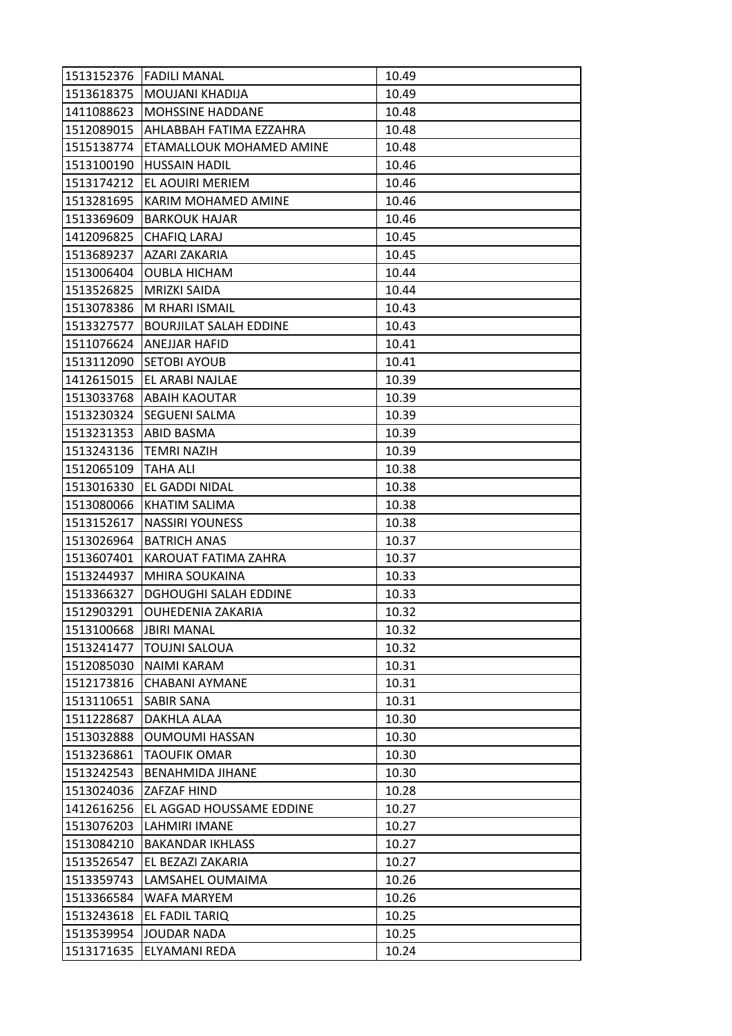| | | |
|---|---|---|
| 1513152376 | FADILI MANAL | 10.49 |
| 1513618375 | MOUJANI KHADIJA | 10.49 |
| 1411088623 | MOHSSINE HADDANE | 10.48 |
| 1512089015 | AHLABBAH FATIMA EZZAHRA | 10.48 |
| 1515138774 | ETAMALLOUK MOHAMED AMINE | 10.48 |
| 1513100190 | HUSSAIN HADIL | 10.46 |
| 1513174212 | EL AOUIRI MERIEM | 10.46 |
| 1513281695 | KARIM MOHAMED AMINE | 10.46 |
| 1513369609 | BARKOUK HAJAR | 10.46 |
| 1412096825 | CHAFIQ LARAJ | 10.45 |
| 1513689237 | AZARI ZAKARIA | 10.45 |
| 1513006404 | OUBLA HICHAM | 10.44 |
| 1513526825 | MRIZKI SAIDA | 10.44 |
| 1513078386 | M RHARI ISMAIL | 10.43 |
| 1513327577 | BOURJILAT SALAH EDDINE | 10.43 |
| 1511076624 | ANEJJAR HAFID | 10.41 |
| 1513112090 | SETOBI AYOUB | 10.41 |
| 1412615015 | EL ARABI NAJLAE | 10.39 |
| 1513033768 | ABAIH KAOUTAR | 10.39 |
| 1513230324 | SEGUENI SALMA | 10.39 |
| 1513231353 | ABID BASMA | 10.39 |
| 1513243136 | TEMRI NAZIH | 10.39 |
| 1512065109 | TAHA ALI | 10.38 |
| 1513016330 | EL GADDI NIDAL | 10.38 |
| 1513080066 | KHATIM SALIMA | 10.38 |
| 1513152617 | NASSIRI YOUNESS | 10.38 |
| 1513026964 | BATRICH ANAS | 10.37 |
| 1513607401 | KAROUAT FATIMA ZAHRA | 10.37 |
| 1513244937 | MHIRA SOUKAINA | 10.33 |
| 1513366327 | DGHOUGHI SALAH EDDINE | 10.33 |
| 1512903291 | OUHEDENIA ZAKARIA | 10.32 |
| 1513100668 | JBIRI MANAL | 10.32 |
| 1513241477 | TOUJNI SALOUA | 10.32 |
| 1512085030 | NAIMI KARAM | 10.31 |
| 1512173816 | CHABANI AYMANE | 10.31 |
| 1513110651 | SABIR SANA | 10.31 |
| 1511228687 | DAKHLA ALAA | 10.30 |
| 1513032888 | OUMOUMI HASSAN | 10.30 |
| 1513236861 | TAOUFIK OMAR | 10.30 |
| 1513242543 | BENAHMIDA JIHANE | 10.30 |
| 1513024036 | ZAFZAF HIND | 10.28 |
| 1412616256 | EL AGGAD HOUSSAME EDDINE | 10.27 |
| 1513076203 | LAHMIRI IMANE | 10.27 |
| 1513084210 | BAKANDAR IKHLASS | 10.27 |
| 1513526547 | EL BEZAZI ZAKARIA | 10.27 |
| 1513359743 | LAMSAHEL OUMAIMA | 10.26 |
| 1513366584 | WAFA MARYEM | 10.26 |
| 1513243618 | EL FADIL TARIQ | 10.25 |
| 1513539954 | JOUDAR NADA | 10.25 |
| 1513171635 | ELYAMANI REDA | 10.24 |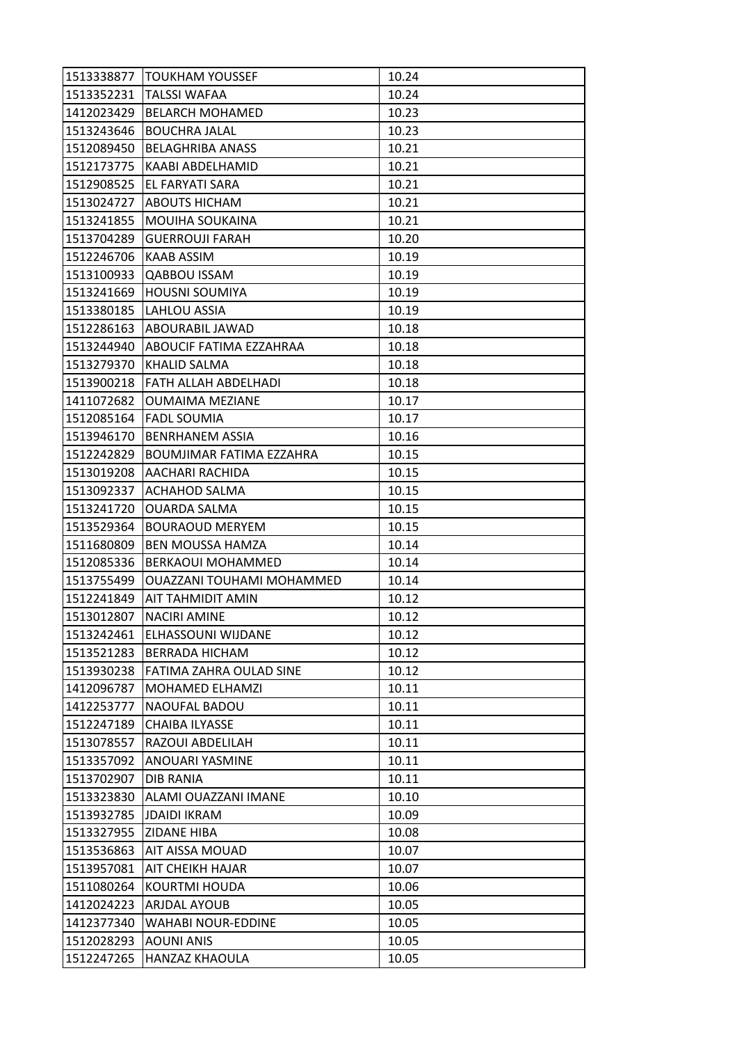| | | |
|---|---|---|
| 1513338877 | TOUKHAM YOUSSEF | 10.24 |
| 1513352231 | TALSSI WAFAA | 10.24 |
| 1412023429 | BELARCH MOHAMED | 10.23 |
| 1513243646 | BOUCHRA JALAL | 10.23 |
| 1512089450 | BELAGHRIBA ANASS | 10.21 |
| 1512173775 | KAABI ABDELHAMID | 10.21 |
| 1512908525 | EL FARYATI SARA | 10.21 |
| 1513024727 | ABOUTS HICHAM | 10.21 |
| 1513241855 | MOUIHA SOUKAINA | 10.21 |
| 1513704289 | GUERROUJI FARAH | 10.20 |
| 1512246706 | KAAB ASSIM | 10.19 |
| 1513100933 | QABBOU ISSAM | 10.19 |
| 1513241669 | HOUSNI SOUMIYA | 10.19 |
| 1513380185 | LAHLOU ASSIA | 10.19 |
| 1512286163 | ABOURABIL JAWAD | 10.18 |
| 1513244940 | ABOUCIF FATIMA EZZAHRAA | 10.18 |
| 1513279370 | KHALID SALMA | 10.18 |
| 1513900218 | FATH ALLAH ABDELHADI | 10.18 |
| 1411072682 | OUMAIMA MEZIANE | 10.17 |
| 1512085164 | FADL SOUMIA | 10.17 |
| 1513946170 | BENRHANEM ASSIA | 10.16 |
| 1512242829 | BOUMJIMAR FATIMA EZZAHRA | 10.15 |
| 1513019208 | AACHARI RACHIDA | 10.15 |
| 1513092337 | ACHAHOD SALMA | 10.15 |
| 1513241720 | OUARDA SALMA | 10.15 |
| 1513529364 | BOURAOUD MERYEM | 10.15 |
| 1511680809 | BEN MOUSSA HAMZA | 10.14 |
| 1512085336 | BERKAOUI MOHAMMED | 10.14 |
| 1513755499 | OUAZZANI TOUHAMI MOHAMMED | 10.14 |
| 1512241849 | AIT TAHMIDIT AMIN | 10.12 |
| 1513012807 | NACIRI AMINE | 10.12 |
| 1513242461 | ELHASSOUNI WIJDANE | 10.12 |
| 1513521283 | BERRADA HICHAM | 10.12 |
| 1513930238 | FATIMA ZAHRA OULAD SINE | 10.12 |
| 1412096787 | MOHAMED ELHAMZI | 10.11 |
| 1412253777 | NAOUFAL BADOU | 10.11 |
| 1512247189 | CHAIBA ILYASSE | 10.11 |
| 1513078557 | RAZOUI ABDELILAH | 10.11 |
| 1513357092 | ANOUARI YASMINE | 10.11 |
| 1513702907 | DIB RANIA | 10.11 |
| 1513323830 | ALAMI OUAZZANI IMANE | 10.10 |
| 1513932785 | JDAIDI IKRAM | 10.09 |
| 1513327955 | ZIDANE HIBA | 10.08 |
| 1513536863 | AIT AISSA MOUAD | 10.07 |
| 1513957081 | AIT CHEIKH HAJAR | 10.07 |
| 1511080264 | KOURTMI HOUDA | 10.06 |
| 1412024223 | ARJDAL AYOUB | 10.05 |
| 1412377340 | WAHABI NOUR-EDDINE | 10.05 |
| 1512028293 | AOUNI ANIS | 10.05 |
| 1512247265 | HANZAZ KHAOULA | 10.05 |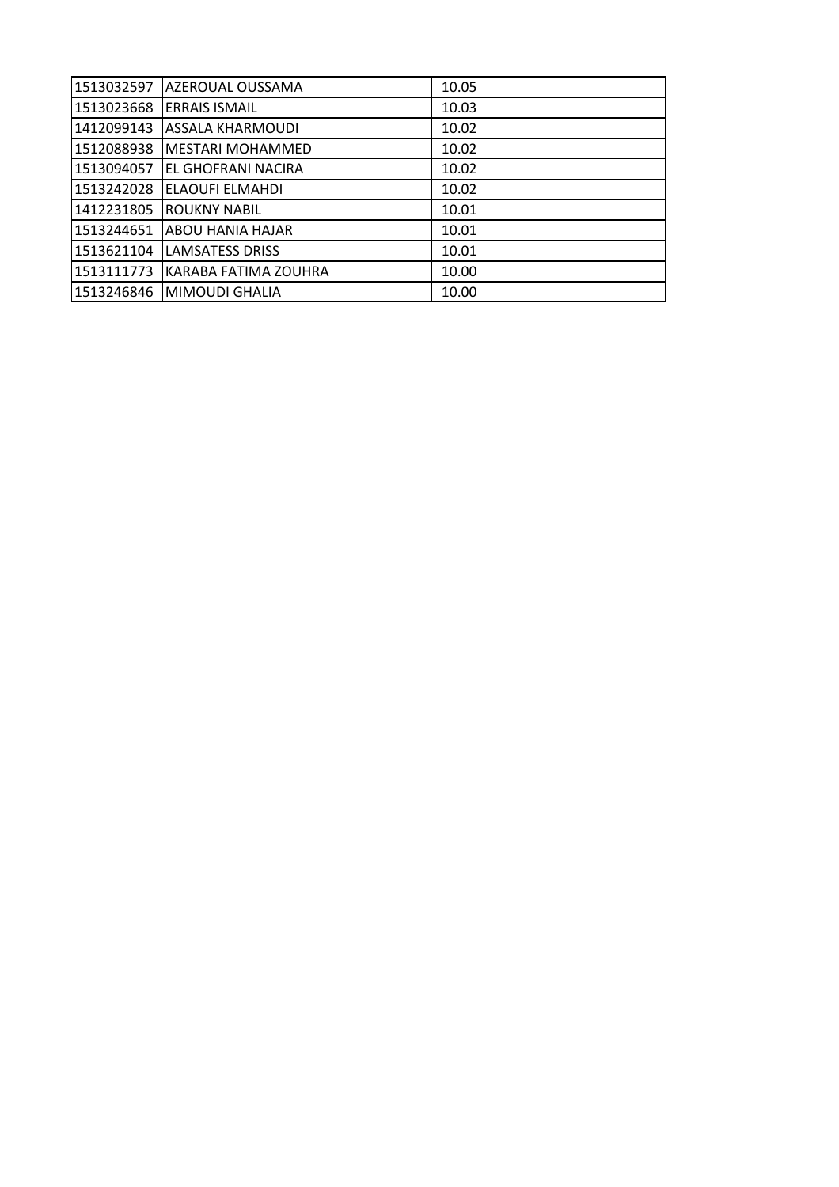| | | |
|---|---|---|
| 1513032597 | AZEROUAL OUSSAMA | 10.05 |
| 1513023668 | ERRAIS ISMAIL | 10.03 |
| 1412099143 | ASSALA KHARMOUDI | 10.02 |
| 1512088938 | MESTARI MOHAMMED | 10.02 |
| 1513094057 | EL GHOFRANI NACIRA | 10.02 |
| 1513242028 | ELAOUFI ELMAHDI | 10.02 |
| 1412231805 | ROUKNY NABIL | 10.01 |
| 1513244651 | ABOU HANIA HAJAR | 10.01 |
| 1513621104 | LAMSATESS DRISS | 10.01 |
| 1513111773 | KARABA FATIMA ZOUHRA | 10.00 |
| 1513246846 | MIMOUDI GHALIA | 10.00 |